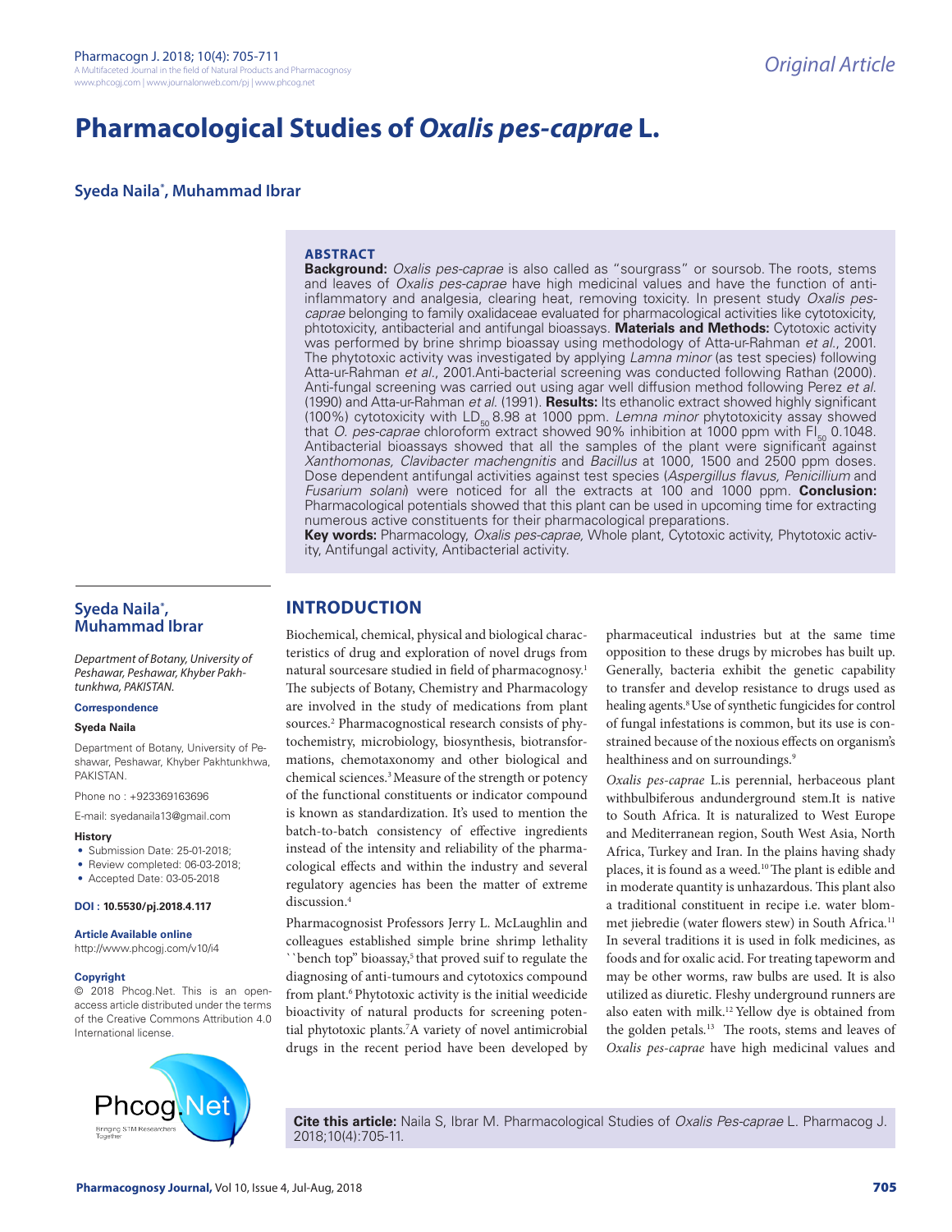Original Article

# Pharmacological Studies of *Oxalis pes-caprae* L.

**Syeda Naila\*, Muhammad Ibrar**

## ABSTRACT

**Background:** *Oxalis pes-caprae* is also called as "sourgrass" or soursob. The roots, stems and leaves of *Oxalis pes-caprae* have high medicinal values and have the function of anti-inflammatory and analgesia, clearing heat, removing toxicity. In present study *Oxalis pes-caprae* belonging to family oxalidaceae evaluated for pharmacological activities like cytotoxicity, phtotoxicity, antibacterial and antifungal bioassays. **Materials and Methods:** Cytotoxic activity was performed by brine shrimp bioassay using methodology of Atta-ur-Rahman *et al.*, 2001. The phytotoxic activity was investigated by applying *Lamna minor* (as test species) following Atta-ur-Rahman *et al.*, 2001.Anti-bacterial screening was conducted following Rathan (2000). Anti-fungal screening was carried out using agar well diffusion method following Perez *et al.* (1990) and Atta-ur-Rahman *et al.* (1991). **Results:** Its ethanolic extract showed highly significant (100%) cytotoxicity with $LD_{50}$ 8.98 at 1000 ppm. *Lemna minor* phytotoxicity assay showed that *O. pes-caprae* chloroform extract showed 90% inhibition at 1000 ppm with $FI_{50}$ 0.1048. Antibacterial bioassays showed that all the samples of the plant were significant against *Xanthomonas, Clavibacter machengnitis* and *Bacillus* at 1000, 1500 and 2500 ppm doses. Dose dependent antifungal activities against test species (*Aspergillus flavus, Penicillium* and *Fusarium solani*) were noticed for all the extracts at 100 and 1000 ppm. **Conclusion:** Pharmacological potentials showed that this plant can be used in upcoming time for extracting numerous active constituents for their pharmacological preparations.

**Key words:** Pharmacology, *Oxalis pes-caprae,* Whole plant, Cytotoxic activity, Phytotoxic activity, Antifungal activity, Antibacterial activity.

**Syeda Naila\*, Muhammad Ibrar**

*Department of Botany, University of Peshawar, Peshawar, Khyber Pakhtunkhwa, PAKISTAN.*

**Correspondence**

**Syeda Naila**

Department of Botany, University of Peshawar, Peshawar, Khyber Pakhtunkhwa, PAKISTAN.

Phone no : +923369163696

E-mail: syedanaila13@gmail.com

**History**

- Submission Date: 25-01-2018;
- Review completed: 06-03-2018;
- Accepted Date: 03-05-2018

**DOI : 10.5530/pj.2018.4.117**

**Article Available online**

http://www.phcogj.com/v10/i4

**Copyright**

© 2018 Phcog.Net. This is an open-access article distributed under the terms of the Creative Commons Attribution 4.0 International license.

**Cite this article:** Naila S, Ibrar M. Pharmacological Studies of *Oxalis Pes-caprae* L. Pharmacog J. 2018;10(4):705-11.

## INTRODUCTION

Biochemical, chemical, physical and biological characteristics of drug and exploration of novel drugs from natural sourcesare studied in field of pharmacognosy.[1] The subjects of Botany, Chemistry and Pharmacology are involved in the study of medications from plant sources.[2] Pharmacognostical research consists of phytochemistry, microbiology, biosynthesis, biotransformations, chemotaxonomy and other biological and chemical sciences.[3] Measure of the strength or potency of the functional constituents or indicator compound is known as standardization. It's used to mention the batch-to-batch consistency of effective ingredients instead of the intensity and reliability of the pharmacological effects and within the industry and several regulatory agencies has been the matter of extreme discussion.[4]

Pharmacognosist Professors Jerry L. McLaughlin and colleagues established simple brine shrimp lethality ``bench top" bioassay,[5] that proved suif to regulate the diagnosing of anti-tumours and cytotoxics compound from plant.[6] Phytotoxic activity is the initial weedicide bioactivity of natural products for screening potential phytotoxic plants.[7] A variety of novel antimicrobial drugs in the recent period have been developed by pharmaceutical industries but at the same time opposition to these drugs by microbes has built up. Generally, bacteria exhibit the genetic capability to transfer and develop resistance to drugs used as healing agents.[8] Use of synthetic fungicides for control of fungal infestations is common, but its use is constrained because of the noxious effects on organism's healthiness and on surroundings.[9]

*Oxalis pes-caprae* L.is perennial, herbaceous plant withbulbiferous andunderground stem.It is native to South Africa. It is naturalized to West Europe and Mediterranean region, South West Asia, North Africa, Turkey and Iran. In the plains having shady places, it is found as a weed.[10] The plant is edible and in moderate quantity is unhazardous. This plant also a traditional constituent in recipe i.e. water blommet jiebredie (water flowers stew) in South Africa.[11] In several traditions it is used in folk medicines, as foods and for oxalic acid. For treating tapeworm and may be other worms, raw bulbs are used. It is also utilized as diuretic. Fleshy underground runners are also eaten with milk.[12] Yellow dye is obtained from the golden petals.[13] The roots, stems and leaves of *Oxalis pes-caprae* have high medicinal values and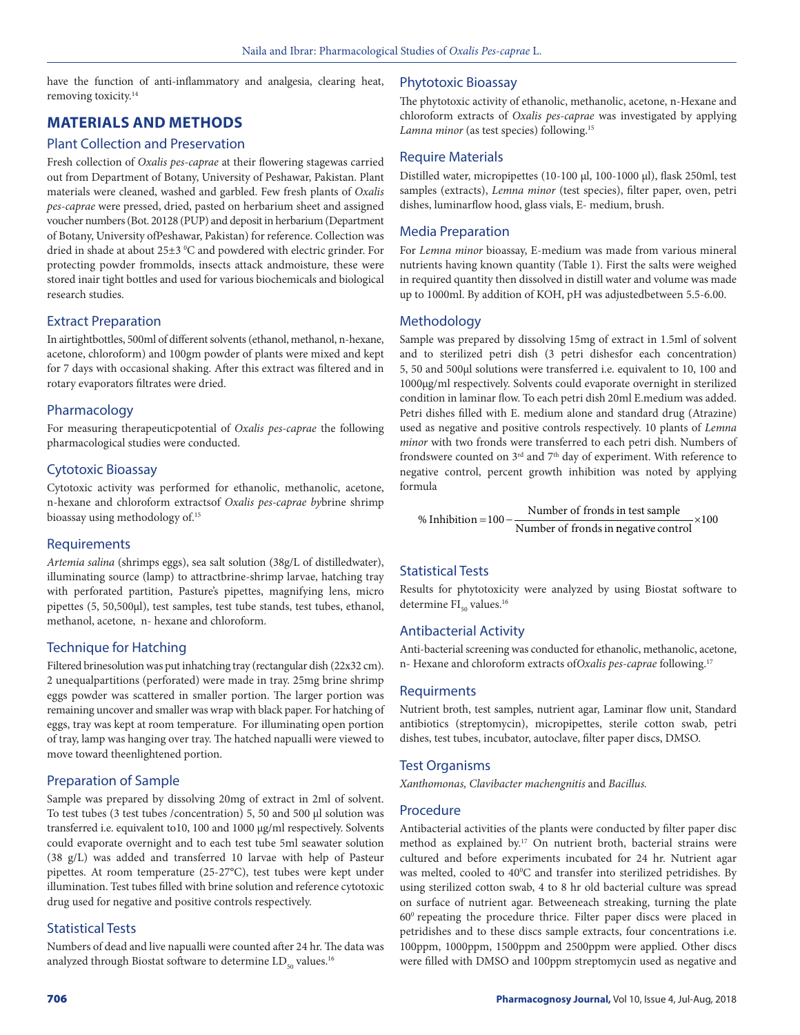have the function of anti-inflammatory and analgesia, clearing heat, removing toxicity.[14]

## MATERIALS AND METHODS

### Plant Collection and Preservation

Fresh collection of *Oxalis pes-caprae* at their flowering stagewas carried out from Department of Botany, University of Peshawar, Pakistan. Plant materials were cleaned, washed and garbled. Few fresh plants of *Oxalis pes-caprae* were pressed, dried, pasted on herbarium sheet and assigned voucher numbers (Bot. 20128 (PUP) and deposit in herbarium (Department of Botany, University ofPeshawar, Pakistan) for reference. Collection was dried in shade at about 25±3 $^0$C and powdered with electric grinder. For protecting powder frommolds, insects attack andmoisture, these were stored inair tight bottles and used for various biochemicals and biological research studies.

### Extract Preparation

In airtightbottles, 500ml of different solvents (ethanol, methanol, n-hexane, acetone, chloroform) and 100gm powder of plants were mixed and kept for 7 days with occasional shaking. After this extract was filtered and in rotary evaporators filtrates were dried.

### Pharmacology

For measuring therapeuticpotential of *Oxalis pes-caprae* the following pharmacological studies were conducted.

### Cytotoxic Bioassay

Cytotoxic activity was performed for ethanolic, methanolic, acetone, n-hexane and chloroform extractsof *Oxalis pes-caprae by*brine shrimp bioassay using methodology of.[15]

### Requirements

*Artemia salina* (shrimps eggs), sea salt solution (38g/L of distilledwater), illuminating source (lamp) to attractbrine-shrimp larvae, hatching tray with perforated partition, Pasture's pipettes, magnifying lens, micro pipettes (5, 50,500µl), test samples, test tube stands, test tubes, ethanol, methanol, acetone, n- hexane and chloroform.

### Technique for Hatching

Filtered brinesolution was put inhatching tray (rectangular dish (22x32 cm). 2 unequalpartitions (perforated) were made in tray. 25mg brine shrimp eggs powder was scattered in smaller portion. The larger portion was remaining uncover and smaller was wrap with black paper. For hatching of eggs, tray was kept at room temperature. For illuminating open portion of tray, lamp was hanging over tray. The hatched napualli were viewed to move toward theenlightened portion.

### Preparation of Sample

Sample was prepared by dissolving 20mg of extract in 2ml of solvent. To test tubes (3 test tubes /concentration) 5, 50 and 500 µl solution was transferred i.e. equivalent to10, 100 and 1000 µg/ml respectively. Solvents could evaporate overnight and to each test tube 5ml seawater solution (38 g/L) was added and transferred 10 larvae with help of Pasteur pipettes. At room temperature (25-27°C), test tubes were kept under illumination. Test tubes filled with brine solution and reference cytotoxic drug used for negative and positive controls respectively.

### Statistical Tests

Numbers of dead and live napualli were counted after 24 hr. The data was analyzed through Biostat software to determine $LD_{50}$ values.[16]

### Phytotoxic Bioassay

The phytotoxic activity of ethanolic, methanolic, acetone, n-Hexane and chloroform extracts of *Oxalis pes-caprae* was investigated by applying *Lamna minor* (as test species) following.[15]

### Require Materials

Distilled water, micropipettes (10-100 µl, 100-1000 µl), flask 250ml, test samples (extracts), *Lemna minor* (test species), filter paper, oven, petri dishes, luminarflow hood, glass vials, E- medium, brush.

### Media Preparation

For *Lemna minor* bioassay, E-medium was made from various mineral nutrients having known quantity (Table 1). First the salts were weighed in required quantity then dissolved in distill water and volume was made up to 1000ml. By addition of KOH, pH was adjustedbetween 5.5-6.00.

### Methodology

Sample was prepared by dissolving 15mg of extract in 1.5ml of solvent and to sterilized petri dish (3 petri dishesfor each concentration) 5, 50 and 500µl solutions were transferred i.e. equivalent to 10, 100 and 1000µg/ml respectively. Solvents could evaporate overnight in sterilized condition in laminar flow. To each petri dish 20ml E.medium was added. Petri dishes filled with E. medium alone and standard drug (Atrazine) used as negative and positive controls respectively. 10 plants of *Lemna minor* with two fronds were transferred to each petri dish. Numbers of frondswere counted on 3rd and 7th day of experiment. With reference to negative control, percent growth inhibition was noted by applying formula

$$\%\ \text{Inhibition} = 100 - \frac{\text{Number of fronds in test sample}}{\text{Number of fronds in negative control}} \times 100$$

### Statistical Tests

Results for phytotoxicity were analyzed by using Biostat software to determine $FI_{50}$ values.[16]

### Antibacterial Activity

Anti-bacterial screening was conducted for ethanolic, methanolic, acetone, n- Hexane and chloroform extracts of*Oxalis pes-caprae* following.[17]

### Requirments

Nutrient broth, test samples, nutrient agar, Laminar flow unit, Standard antibiotics (streptomycin), micropipettes, sterile cotton swab, petri dishes, test tubes, incubator, autoclave, filter paper discs, DMSO.

### Test Organisms

*Xanthomonas, Clavibacter machengnitis* and *Bacillus.*

### Procedure

Antibacterial activities of the plants were conducted by filter paper disc method as explained by.[17] On nutrient broth, bacterial strains were cultured and before experiments incubated for 24 hr. Nutrient agar was melted, cooled to 40$^0$C and transfer into sterilized petridishes. By using sterilized cotton swab, 4 to 8 hr old bacterial culture was spread on surface of nutrient agar. Betweeneach streaking, turning the plate 60$^0$ repeating the procedure thrice. Filter paper discs were placed in petridishes and to these discs sample extracts, four concentrations i.e. 100ppm, 1000ppm, 1500ppm and 2500ppm were applied. Other discs were filled with DMSO and 100ppm streptomycin used as negative and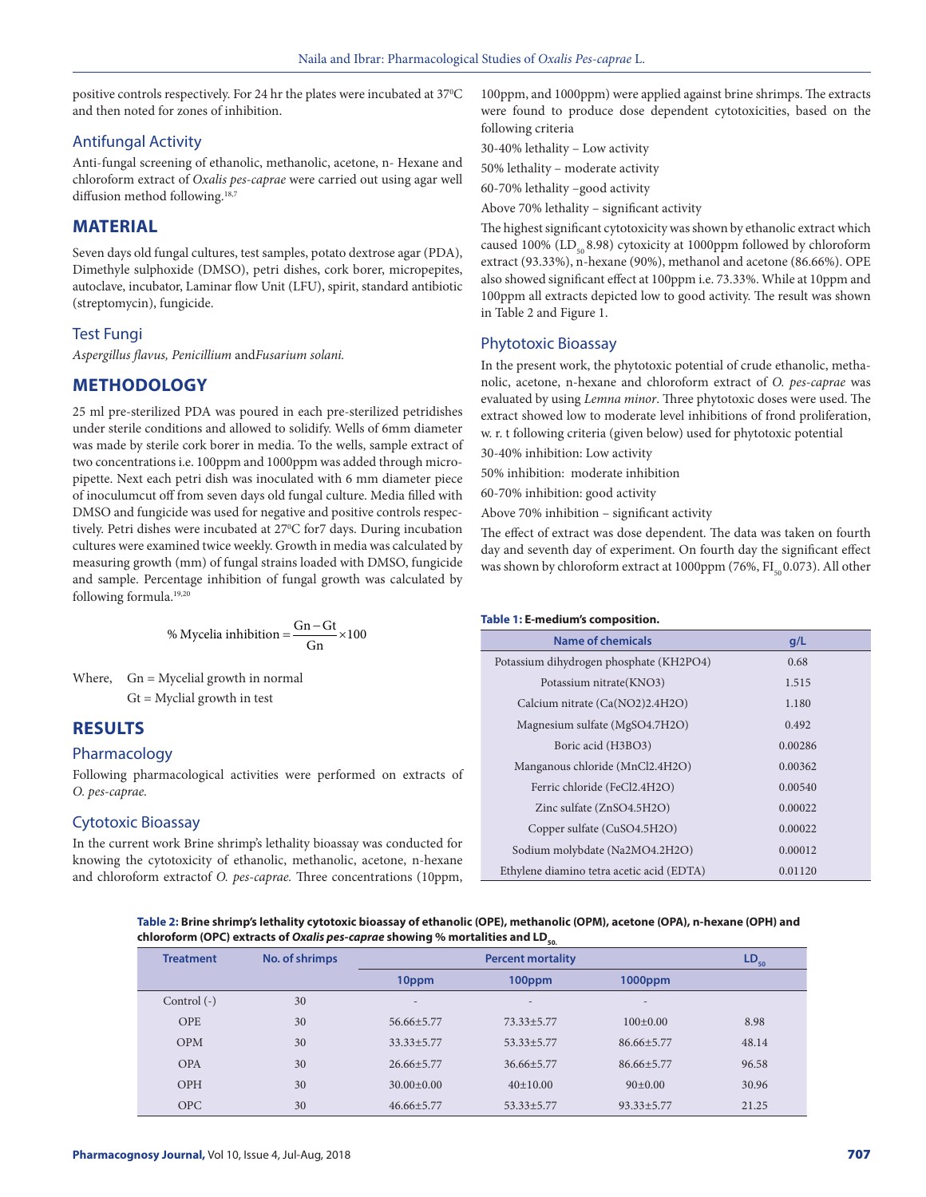positive controls respectively. For 24 hr the plates were incubated at 37°C and then noted for zones of inhibition.

### Antifungal Activity

Anti-fungal screening of ethanolic, methanolic, acetone, n- Hexane and chloroform extract of *Oxalis pes-caprae* were carried out using agar well diffusion method following.[18,7]

## MATERIAL

Seven days old fungal cultures, test samples, potato dextrose agar (PDA), Dimethyle sulphoxide (DMSO), petri dishes, cork borer, micropepites, autoclave, incubator, Laminar flow Unit (LFU), spirit, standard antibiotic (streptomycin), fungicide.

### Test Fungi

*Aspergillus flavus, Penicillium* and*Fusarium solani.*

## METHODOLOGY

25 ml pre-sterilized PDA was poured in each pre-sterilized petridishes under sterile conditions and allowed to solidify. Wells of 6mm diameter was made by sterile cork borer in media. To the wells, sample extract of two concentrations i.e. 100ppm and 1000ppm was added through micropipette. Next each petri dish was inoculated with 6 mm diameter piece of inoculumcut off from seven days old fungal culture. Media filled with DMSO and fungicide was used for negative and positive controls respectively. Petri dishes were incubated at 27°C for7 days. During incubation cultures were examined twice weekly. Growth in media was calculated by measuring growth (mm) of fungal strains loaded with DMSO, fungicide and sample. Percentage inhibition of fungal growth was calculated by following formula.[19,20]

$$\text{\% Mycelia inhibition} = \frac{\text{Gn} - \text{Gt}}{\text{Gn}} \times 100$$

Where, Gn = Mycelial growth in normal

Gt = Myclial growth in test

## RESULTS

### Pharmacology

Following pharmacological activities were performed on extracts of *O. pes-caprae.*

### Cytotoxic Bioassay

In the current work Brine shrimp's lethality bioassay was conducted for knowing the cytotoxicity of ethanolic, methanolic, acetone, n-hexane and chloroform extractof *O. pes-caprae.* Three concentrations (10ppm, 100ppm, and 1000ppm) were applied against brine shrimps. The extracts were found to produce dose dependent cytotoxicities, based on the following criteria

30-40% lethality – Low activity

50% lethality – moderate activity

60-70% lethality –good activity

Above 70% lethality – significant activity

The highest significant cytotoxicity was shown by ethanolic extract which caused 100% ($LD_{50}$ 8.98) cytotoxicity at 1000ppm followed by chloroform extract (93.33%), n-hexane (90%), methanol and acetone (86.66%). OPE also showed significant effect at 100ppm i.e. 73.33%. While at 10ppm and 100ppm all extracts depicted low to good activity. The result was shown in Table 2 and Figure 1.

### Phytotoxic Bioassay

In the present work, the phytotoxic potential of crude ethanolic, methanolic, acetone, n-hexane and chloroform extract of *O. pes-caprae* was evaluated by using *Lemna minor*. Three phytotoxic doses were used. The extract showed low to moderate level inhibitions of frond proliferation, w. r. t following criteria (given below) used for phytotoxic potential

30-40% inhibition: Low activity

50% inhibition: moderate inhibition

60-70% inhibition: good activity

Above 70% inhibition – significant activity

The effect of extract was dose dependent. The data was taken on fourth day and seventh day of experiment. On fourth day the significant effect was shown by chloroform extract at 1000ppm (76%, $FI_{50}$ 0.073). All other

**Table 1: E-medium's composition.**

| Name of chemicals | g/L |
|---|---|
| Potassium dihydrogen phosphate (KH2PO4) | 0.68 |
| Potassium nitrate(KNO3) | 1.515 |
| Calcium nitrate (Ca(NO2)2.4H2O) | 1.180 |
| Magnesium sulfate (MgSO4.7H2O) | 0.492 |
| Boric acid (H3BO3) | 0.00286 |
| Manganous chloride (MnCl2.4H2O) | 0.00362 |
| Ferric chloride (FeCl2.4H2O) | 0.00540 |
| Zinc sulfate (ZnSO4.5H2O) | 0.00022 |
| Copper sulfate (CuSO4.5H2O) | 0.00022 |
| Sodium molybdate (Na2MO4.2H2O) | 0.00012 |
| Ethylene diamino tetra acetic acid (EDTA) | 0.01120 |

**Table 2: Brine shrimp's lethality cytotoxic bioassay of ethanolic (OPE), methanolic (OPM), acetone (OPA), n-hexane (OPH) and chloroform (OPC) extracts of *Oxalis pes-caprae* showing % mortalities and $LD_{50}$.**

| Treatment | No. of shrimps | Percent mortality | | | $LD_{50}$ |
|---|---|---|---|---|---|
| | | 10ppm | 100ppm | 1000ppm | |
| Control (-) | 30 | - | - | - | |
| OPE | 30 | 56.66±5.77 | 73.33±5.77 | 100±0.00 | 8.98 |
| OPM | 30 | 33.33±5.77 | 53.33±5.77 | 86.66±5.77 | 48.14 |
| OPA | 30 | 26.66±5.77 | 36.66±5.77 | 86.66±5.77 | 96.58 |
| OPH | 30 | 30.00±0.00 | 40±10.00 | 90±0.00 | 30.96 |
| OPC | 30 | 46.66±5.77 | 53.33±5.77 | 93.33±5.77 | 21.25 |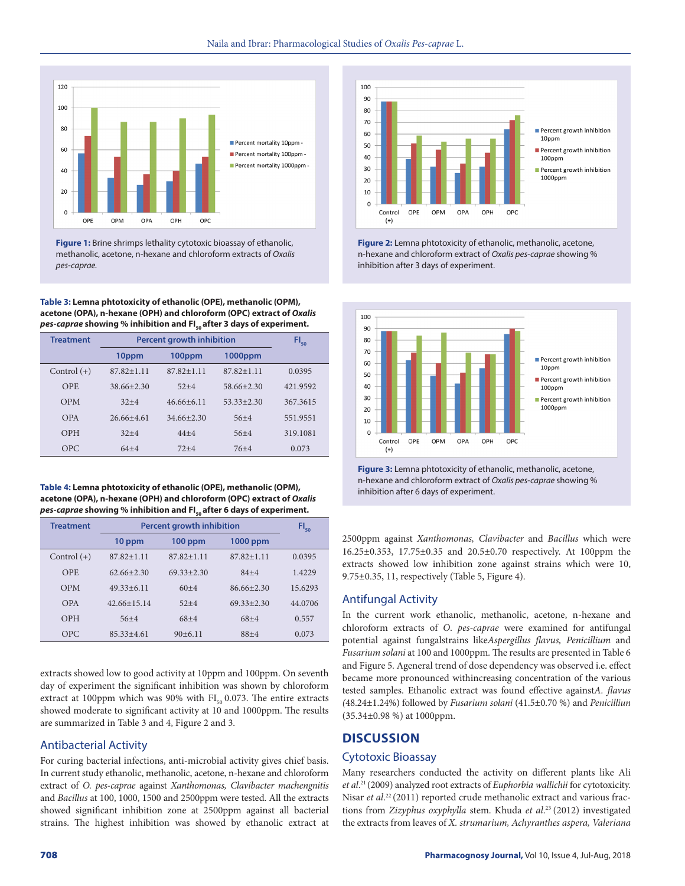**Figure 1:** Brine shrimps lethality cytotoxic bioassay of ethanolic, methanolic, acetone, n-hexane and chloroform extracts of *Oxalis pes-caprae.*

**Figure 2:** Lemna phtotoxicity of ethanolic, methanolic, acetone, n-hexane and chloroform extract of *Oxalis pes-caprae* showing % inhibition after 3 days of experiment.

**Table 3: Lemna phtotoxicity of ethanolic (OPE), methanolic (OPM), acetone (OPA), n-hexane (OPH) and chloroform (OPC) extract of *Oxalis pes-caprae* showing % inhibition and $FI_{50}$ after 3 days of experiment.**

| Treatment | Percent growth inhibition | | | $FI_{50}$ |
|---|---|---|---|---|
| | 10ppm | 100ppm | 1000ppm | |
| Control (+) | 87.82±1.11 | 87.82±1.11 | 87.82±1.11 | 0.0395 |
| OPE | 38.66±2.30 | 52±4 | 58.66±2.30 | 421.9592 |
| OPM | 32±4 | 46.66±6.11 | 53.33±2.30 | 367.3615 |
| OPA | 26.66±4.61 | 34.66±2.30 | 56±4 | 551.9551 |
| OPH | 32±4 | 44±4 | 56±4 | 319.1081 |
| OPC | 64±4 | 72±4 | 76±4 | 0.073 |

**Figure 3:** Lemna phtotoxicity of ethanolic, methanolic, acetone, n-hexane and chloroform extract of *Oxalis pes-caprae* showing % inhibition after 6 days of experiment.

**Table 4: Lemna phtotoxicity of ethanolic (OPE), methanolic (OPM), acetone (OPA), n-hexane (OPH) and chloroform (OPC) extract of *Oxalis pes-caprae* showing % inhibition and $FI_{50}$ after 6 days of experiment.**

| Treatment | Percent growth inhibition | | | $FI_{50}$ |
|---|---|---|---|---|
| | 10 ppm | 100 ppm | 1000 ppm | |
| Control (+) | 87.82±1.11 | 87.82±1.11 | 87.82±1.11 | 0.0395 |
| OPE | 62.66±2.30 | 69.33±2.30 | 84±4 | 1.4229 |
| OPM | 49.33±6.11 | 60±4 | 86.66±2.30 | 15.6293 |
| OPA | 42.66±15.14 | 52±4 | 69.33±2.30 | 44.0706 |
| OPH | 56±4 | 68±4 | 68±4 | 0.557 |
| OPC | 85.33±4.61 | 90±6.11 | 88±4 | 0.073 |

extracts showed low to good activity at 10ppm and 100ppm. On seventh day of experiment the significant inhibition was shown by chloroform extract at 100ppm which was 90% with $FI_{50}$ 0.073. The entire extracts showed moderate to significant activity at 10 and 1000ppm. The results are summarized in Table 3 and 4, Figure 2 and 3.

## Antibacterial Activity

For curing bacterial infections, anti-microbial activity gives chief basis. In current study ethanolic, methanolic, acetone, n-hexane and chloroform extract of *O. pes-caprae* against *Xanthomonas, Clavibacter machengnitis* and *Bacillus* at 100, 1000, 1500 and 2500ppm were tested. All the extracts showed significant inhibition zone at 2500ppm against all bacterial strains. The highest inhibition was showed by ethanolic extract at 2500ppm against *Xanthomonas, Clavibacter* and *Bacillus* which were 16.25±0.353, 17.75±0.35 and 20.5±0.70 respectively. At 100ppm the extracts showed low inhibition zone against strains which were 10, 9.75±0.35, 11, respectively (Table 5, Figure 4).

## Antifungal Activity

In the current work ethanolic, methanolic, acetone, n-hexane and chloroform extracts of *O. pes-caprae* were examined for antifungal potential against fungalstrains like*Aspergillus flavus, Penicillium* and *Fusarium solani* at 100 and 1000ppm. The results are presented in Table 6 and Figure 5. Ageneral trend of dose dependency was observed i.e. effect became more pronounced withincreasing concentration of the various tested samples. Ethanolic extract was found effective against*A. flavus (*48.24±1.24%) followed by *Fusarium solani* (41.5±0.70 %) and *Penicilliun* (35.34±0.98 %) at 1000ppm.

# DISCUSSION

## Cytotoxic Bioassay

Many researchers conducted the activity on different plants like Ali *et al.*[21] (2009) analyzed root extracts of *Euphorbia wallichii* for cytotoxicity. Nisar *et al.*[22] (2011) reported crude methanolic extract and various fractions from *Zizyphus oxyphylla* stem. Khuda *et al.*[23] (2012) investigated the extracts from leaves of *X. strumarium, Achyranthes aspera, Valeriana*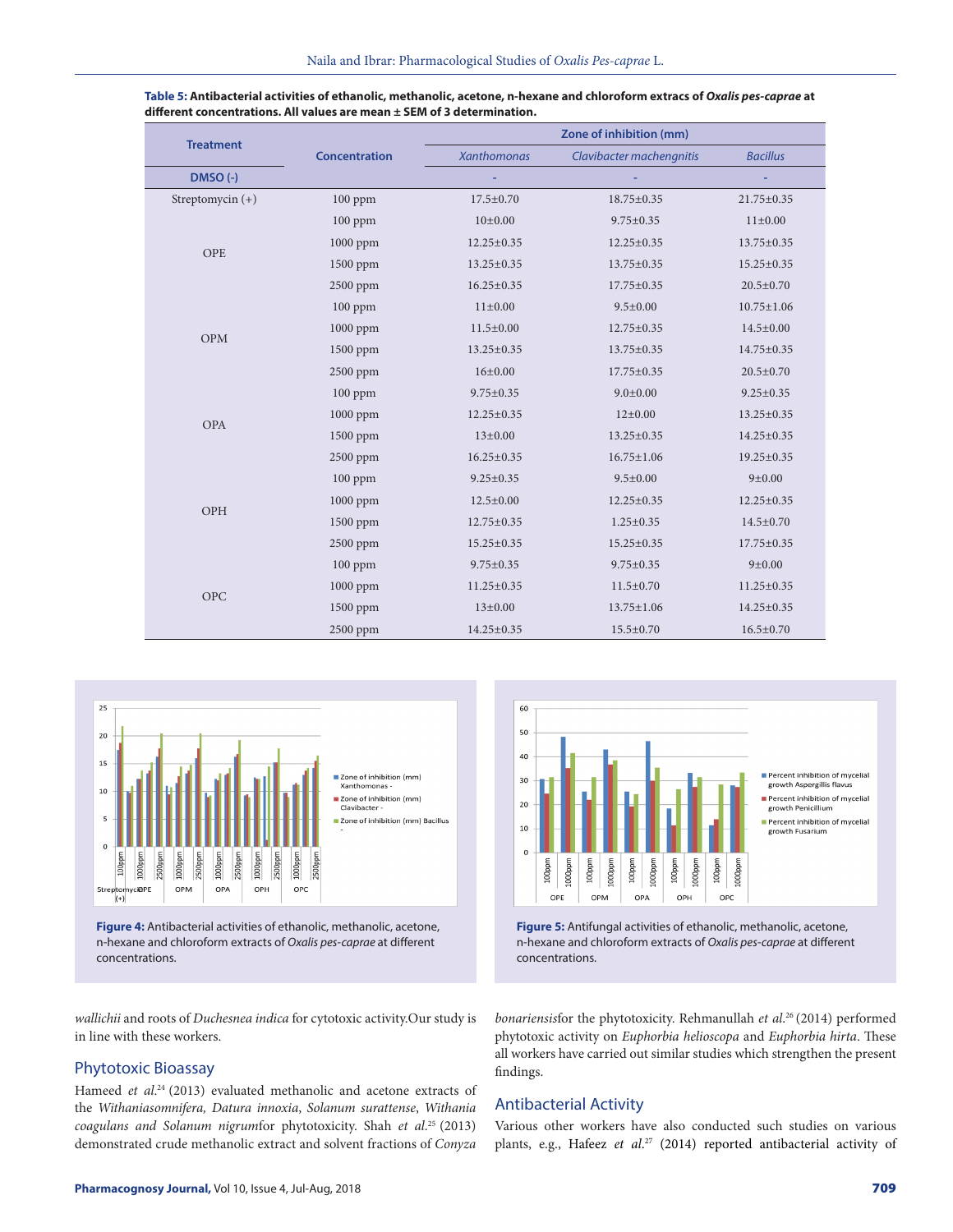**Table 5: Antibacterial activities of ethanolic, methanolic, acetone, n-hexane and chloroform extracts of *Oxalis pes-caprae* at different concentrations. All values are mean ± SEM of 3 determination.**

| Treatment | Concentration | Zone of inhibition (mm) | | |
|---|---|---|---|---|
| | | *Xanthomonas* | *Clavibacter machengnitis* | *Bacillus* |
| DMSO (-) | | - | - | - |
| Streptomycin (+) | 100 ppm | 17.5±0.70 | 18.75±0.35 | 21.75±0.35 |
| OPE | 100 ppm | 10±0.00 | 9.75±0.35 | 11±0.00 |
| | 1000 ppm | 12.25±0.35 | 12.25±0.35 | 13.75±0.35 |
| | 1500 ppm | 13.25±0.35 | 13.75±0.35 | 15.25±0.35 |
| | 2500 ppm | 16.25±0.35 | 17.75±0.35 | 20.5±0.70 |
| OPM | 100 ppm | 11±0.00 | 9.5±0.00 | 10.75±1.06 |
| | 1000 ppm | 11.5±0.00 | 12.75±0.35 | 14.5±0.00 |
| | 1500 ppm | 13.25±0.35 | 13.75±0.35 | 14.75±0.35 |
| | 2500 ppm | 16±0.00 | 17.75±0.35 | 20.5±0.70 |
| OPA | 100 ppm | 9.75±0.35 | 9.0±0.00 | 9.25±0.35 |
| | 1000 ppm | 12.25±0.35 | 12±0.00 | 13.25±0.35 |
| | 1500 ppm | 13±0.00 | 13.25±0.35 | 14.25±0.35 |
| | 2500 ppm | 16.25±0.35 | 16.75±1.06 | 19.25±0.35 |
| OPH | 100 ppm | 9.25±0.35 | 9.5±0.00 | 9±0.00 |
| | 1000 ppm | 12.5±0.00 | 12.25±0.35 | 12.25±0.35 |
| | 1500 ppm | 12.75±0.35 | 1.25±0.35 | 14.5±0.70 |
| | 2500 ppm | 15.25±0.35 | 15.25±0.35 | 17.75±0.35 |
| OPC | 100 ppm | 9.75±0.35 | 9.75±0.35 | 9±0.00 |
| | 1000 ppm | 11.25±0.35 | 11.5±0.70 | 11.25±0.35 |
| | 1500 ppm | 13±0.00 | 13.75±1.06 | 14.25±0.35 |
| | 2500 ppm | 14.25±0.35 | 15.5±0.70 | 16.5±0.70 |

**Figure 4:** Antibacterial activities of ethanolic, methanolic, acetone, n-hexane and chloroform extracts of *Oxalis pes-caprae* at different concentrations.

**Figure 5:** Antifungal activities of ethanolic, methanolic, acetone, n-hexane and chloroform extracts of *Oxalis pes-caprae* at different concentrations.

*wallichii* and roots of *Duchesnea indica* for cytotoxic activity.Our study is in line with these workers.

## Phytotoxic Bioassay

Hameed *et al.*[24] (2013) evaluated methanolic and acetone extracts of the *Withaniasomnifera*, *Datura innoxia*, *Solanum surattense*, *Withania coagulans and Solanum nigrum*for phytotoxicity. Shah *et al.*[25] (2013) demonstrated crude methanolic extract and solvent fractions of *Conyza bonariensis*for the phytotoxicity. Rehmanullah *et al.*[26] (2014) performed phytotoxic activity on *Euphorbia helioscopa* and *Euphorbia hirta*. These all workers have carried out similar studies which strengthen the present findings.

## Antibacterial Activity

Various other workers have also conducted such studies on various plants, e.g., Hafeez *et al.*[27] (2014) reported antibacterial activity of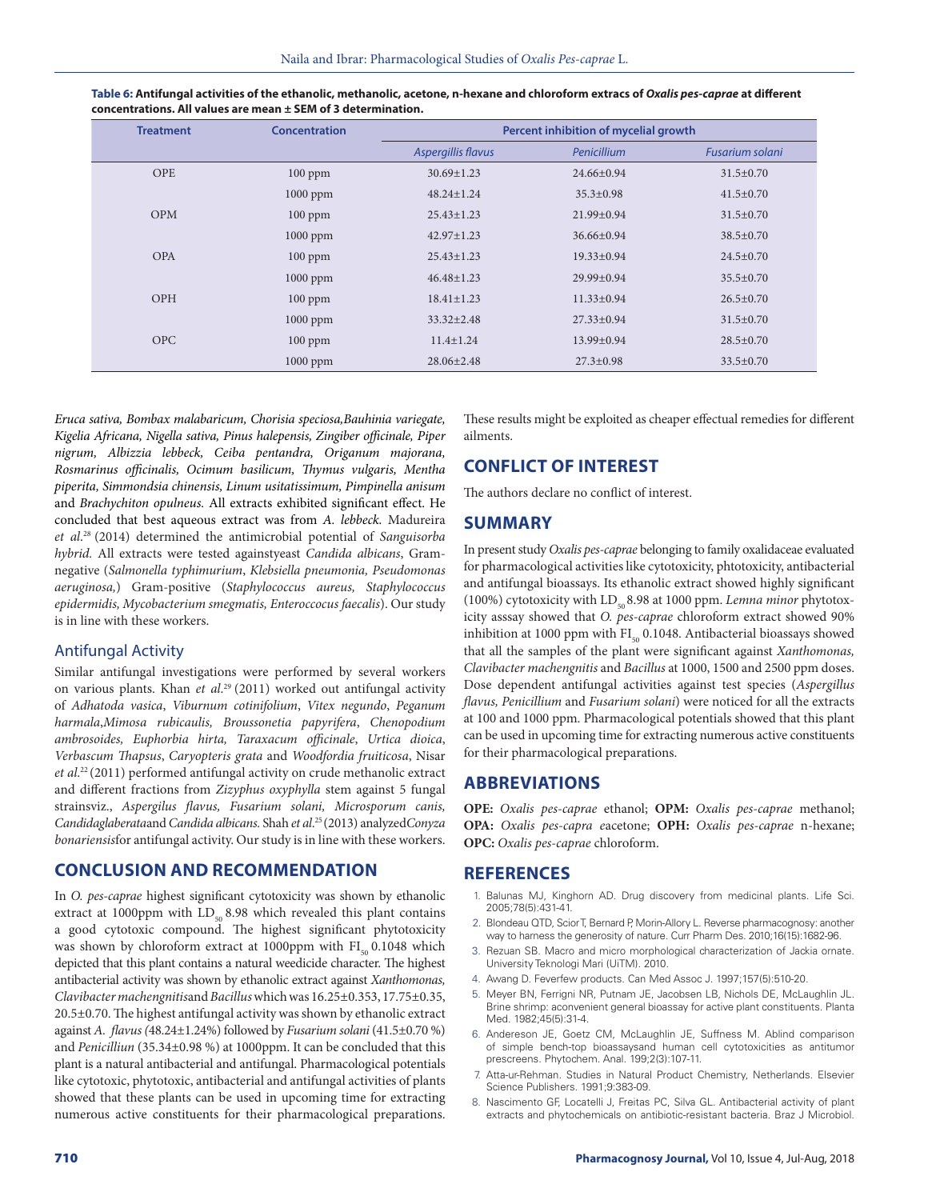**Table 6: Antifungal activities of the ethanolic, methanolic, acetone, n-hexane and chloroform extracs of *Oxalis pes-caprae* at different concentrations. All values are mean ± SEM of 3 determination.**

| Treatment | Concentration | Percent inhibition of mycelial growth | | |
|---|---|---|---|---|
| | | *Aspergillis flavus* | *Penicillium* | *Fusarium solani* |
| OPE | 100 ppm | 30.69±1.23 | 24.66±0.94 | 31.5±0.70 |
| | 1000 ppm | 48.24±1.24 | 35.3±0.98 | 41.5±0.70 |
| OPM | 100 ppm | 25.43±1.23 | 21.99±0.94 | 31.5±0.70 |
| | 1000 ppm | 42.97±1.23 | 36.66±0.94 | 38.5±0.70 |
| OPA | 100 ppm | 25.43±1.23 | 19.33±0.94 | 24.5±0.70 |
| | 1000 ppm | 46.48±1.23 | 29.99±0.94 | 35.5±0.70 |
| OPH | 100 ppm | 18.41±1.23 | 11.33±0.94 | 26.5±0.70 |
| | 1000 ppm | 33.32±2.48 | 27.33±0.94 | 31.5±0.70 |
| OPC | 100 ppm | 11.4±1.24 | 13.99±0.94 | 28.5±0.70 |
| | 1000 ppm | 28.06±2.48 | 27.3±0.98 | 33.5±0.70 |

*Eruca sativa, Bombax malabaricum, Chorisia speciosa,Bauhinia variegate, Kigelia Africana, Nigella sativa, Pinus halepensis, Zingiber officinale, Piper nigrum, Albizzia lebbeck, Ceiba pentandra, Origanum majorana, Rosmarinus officinalis, Ocimum basilicum, Thymus vulgaris, Mentha piperita, Simmondsia chinensis, Linum usitatissimum, Pimpinella anisum* and *Brachychiton opulneus.* All extracts exhibited significant effect. He concluded that best aqueous extract was from *A. lebbeck.* Madureira *et al.*[28] (2014) determined the antimicrobial potential of *Sanguisorba hybrid.* All extracts were tested againstyeast *Candida albicans*, Gram-negative (*Salmonella typhimurium*, *Klebsiella pneumonia, Pseudomonas aeruginosa,*) Gram-positive (*Staphylococcus aureus, Staphylococcus epidermidis, Mycobacterium smegmatis, Enteroccocus faecalis*). Our study is in line with these workers.

### Antifungal Activity

Similar antifungal investigations were performed by several workers on various plants. Khan *et al.*[29] (2011) worked out antifungal activity of *Adhatoda vasica*, *Viburnum cotinifolium*, *Vitex negundo*, *Peganum harmala*,*Mimosa rubicaulis, Broussonetia papyrifera*, *Chenopodium ambrosoides, Euphorbia hirta, Taraxacum officinale*, *Urtica dioica*, *Verbascum Thapsus*, *Caryopteris grata* and *Woodfordia fruiticosa*, Nisar *et al.*[22] (2011) performed antifungal activity on crude methanolic extract and different fractions from *Zizyphus oxyphylla* stem against 5 fungal strainsviz., *Aspergilus flavus, Fusarium solani, Microsporum canis, Candidaglaberata*and *Candida albicans.* Shah *et al.*[25] (2013) analyzed*Conyza bonariensis*for antifungal activity. Our study is in line with these workers.

## CONCLUSION AND RECOMMENDATION

In *O. pes-caprae* highest significant cytotoxicity was shown by ethanolic extract at 1000ppm with $LD_{50}$ 8.98 which revealed this plant contains a good cytotoxic compound. The highest significant phytotoxicity was shown by chloroform extract at 1000ppm with $FI_{50}$ 0.1048 which depicted that this plant contains a natural weedicide character. The highest antibacterial activity was shown by ethanolic extract against *Xanthomonas, Clavibacter machengnitis*and *Bacillus* which was 16.25±0.353, 17.75±0.35, 20.5±0.70. The highest antifungal activity was shown by ethanolic extract against *A. flavus (*48.24±1.24%) followed by *Fusarium solani* (41.5±0.70 %) and *Penicilliun* (35.34±0.98 %) at 1000ppm. It can be concluded that this plant is a natural antibacterial and antifungal. Pharmacological potentials like cytotoxic, phytotoxic, antibacterial and antifungal activities of plants showed that these plants can be used in upcoming time for extracting numerous active constituents for their pharmacological preparations. These results might be exploited as cheaper effectual remedies for different ailments.

## CONFLICT OF INTEREST

The authors declare no conflict of interest.

## SUMMARY

In present study *Oxalis pes-caprae* belonging to family oxalidaceae evaluated for pharmacological activities like cytotoxicity, phtotoxicity, antibacterial and antifungal bioassays. Its ethanolic extract showed highly significant (100%) cytotoxicity with $LD_{50}$ 8.98 at 1000 ppm. *Lemna minor* phytotoxicity asssay showed that *O. pes-caprae* chloroform extract showed 90% inhibition at 1000 ppm with $FI_{50}$ 0.1048. Antibacterial bioassays showed that all the samples of the plant were significant against *Xanthomonas, Clavibacter machengnitis* and *Bacillus* at 1000, 1500 and 2500 ppm doses. Dose dependent antifungal activities against test species (*Aspergillus flavus, Penicillium* and *Fusarium solani*) were noticed for all the extracts at 100 and 1000 ppm. Pharmacological potentials showed that this plant can be used in upcoming time for extracting numerous active constituents for their pharmacological preparations.

## ABBREVIATIONS

**OPE:** *Oxalis pes-caprae* ethanol; **OPM:** *Oxalis pes-caprae* methanol; **OPA:** *Oxalis pes-capra* eacetone; **OPH:** *Oxalis pes-caprae* n-hexane; **OPC:** *Oxalis pes-caprae* chloroform.

## REFERENCES

1. Balunas MJ, Kinghorn AD. Drug discovery from medicinal plants. Life Sci. 2005;78(5):431-41.
2. Blondeau QTD, Scior T, Bernard P, Morin-Allory L. Reverse pharmacognosy: another way to harness the generosity of nature. Curr Pharm Des. 2010;16(15):1682-96.
3. Rezuan SB. Macro and micro morphological characterization of Jackia ornate. University Teknologi Mari (UiTM). 2010.
4. Awang D. Feverfew products. Can Med Assoc J. 1997;157(5):510-20.
5. Meyer BN, Ferrigni NR, Putnam JE, Jacobsen LB, Nichols DE, McLaughlin JL. Brine shrimp: aconvenient general bioassay for active plant constituents. Planta Med. 1982;45(5):31-4.
6. Andereson JE, Goetz CM, McLaughlin JE, Suffness M. Ablind comparison of simple bench-top bioassaysand human cell cytotoxicities as antitumor prescreens. Phytochem. Anal. 199;2(3):107-11.
7. Atta-ur-Rehman. Studies in Natural Product Chemistry, Netherlands. Elsevier Science Publishers. 1991;9:383-09.
8. Nascimento GF, Locatelli J, Freitas PC, Silva GL. Antibacterial activity of plant extracts and phytochemicals on antibiotic-resistant bacteria. Braz J Microbiol.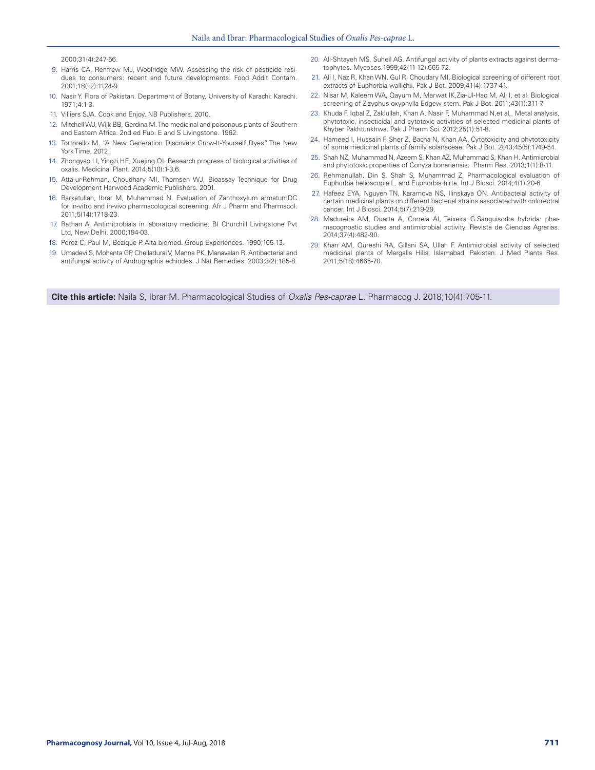2000;31(4):247-56.

9. Harris CA, Renfrew MJ, Woolridge MW. Assessing the risk of pesticide residues to consumers: recent and future developments. Food Addit Contam. 2001;18(12):1124-9.
10. Nasir Y. Flora of Pakistan. Department of Botany, University of Karachi: Karachi. 1971;4:1-3.
11. Villiers SJA. Cook and Enjoy. NB Publishers. 2010.
12. Mitchell WJ, Wijk BB, Gerdina M. The medicinal and poisonous plants of Southern and Eastern Africa. 2nd ed Pub. E and S Livingstone. 1962.
13. Tortorello M. "A New Generation Discovers Grow-It-Yourself Dyes". The New York Time. 2012.
14. Zhongyao LI, Yingzi HE, Xuejing QI. Research progress of biological activities of oxalis. Medicinal Plant. 2014;5(10):1-3,6.
15. Atta-ur-Rehman, Choudhary MI, Thomsen WJ. Bioassay Technique for Drug Development Harwood Academic Publishers. 2001.
16. Barkatullah, Ibrar M, Muhammad N. Evaluation of Zanthoxylum armatumDC for in-vitro and in-vivo pharmacological screening. Afr J Pharm and Pharmacol. 2011;5(14):1718-23.
17. Rathan A. Antimicrobials in laboratory medicine. BI Churchill Livingstone Pvt Ltd, New Delhi. 2000;194-03.
18. Perez C, Paul M, Bezique P. Alta biomed. Group Experiences. 1990;105-13.
19. Umadevi S, Mohanta GP, Chelladurai V, Manna PK, Manavalan R. Antibacterial and antifungal activity of Andrographis echiodes. J Nat Remedies. 2003;3(2):185-8.
20. Ali-Shtayeh MS, Suheil AG. Antifungal activity of plants extracts against dermatophytes. Mycoses.1999;42(11-12):665-72.
21. Ali I, Naz R, Khan WN, Gul R, Choudary MI. Biological screening of different root extracts of Euphorbia wallichii. Pak J Bot. 2009;41(4):1737-41.
22. Nisar M, Kaleem WA, Qayum M, Marwat IK,Zia-Ul-Haq M, Ali I, et al. Biological screening of Zizyphus oxyphylla Edgew stem. Pak J Bot. 2011;43(1):311-7.
23. Khuda F, Iqbal Z, Zakiullah, Khan A, Nasir F, Muhammad N,et al,. Metal analysis, phytotoxic, insecticidal and cytotoxic activities of selected medicinal plants of Khyber Pakhtunkhwa. Pak J Pharm Sci. 2012;25(1):51-8.
24. Hameed I, Hussain F, Sher Z, Bacha N, Khan AA. Cytotoxicity and phytotoxicity of some medicinal plants of family solanaceae. Pak J Bot. 2013;45(5):1749-54.
25. Shah NZ, Muhammad N, Azeem S, Khan AZ, Muhammad S, Khan H. Antimicrobial and phytotoxic properties of Conyza bonariensis. Pharm Res. 2013;1(1):8-11.
26. Rehmanullah, Din S, Shah S, Muhammad Z. Pharmacological evaluation of Euphorbia helioscopia L. and Euphorbia hirta. Int J Biosci. 2014;4(1):20-6.
27. Hafeez EYA, Nguyen TN, Karamova NS, Ilinskaya ON. Antibacteial activity of certain medicinal plants on different bacterial strains associated with colorectral cancer. Int J Biosci. 2014;5(7):219-29.
28. Madureira AM, Duarte A, Correia AI, Teixeira G.Sanguisorba hybrida: pharmacognostic studies and antimicrobial activity. Revista de Ciencias Agrarias. 2014;37(4):482-90.
29. Khan AM, Qureshi RA, Gillani SA, Ullah F. Antimicrobial activity of selected medicinal plants of Margalla Hills, Islamabad, Pakistan. J Med Plants Res. 2011;5(18):4665-70.

**Cite this article:** Naila S, Ibrar M. Pharmacological Studies of *Oxalis Pes-caprae* L. Pharmacog J. 2018;10(4):705-11.